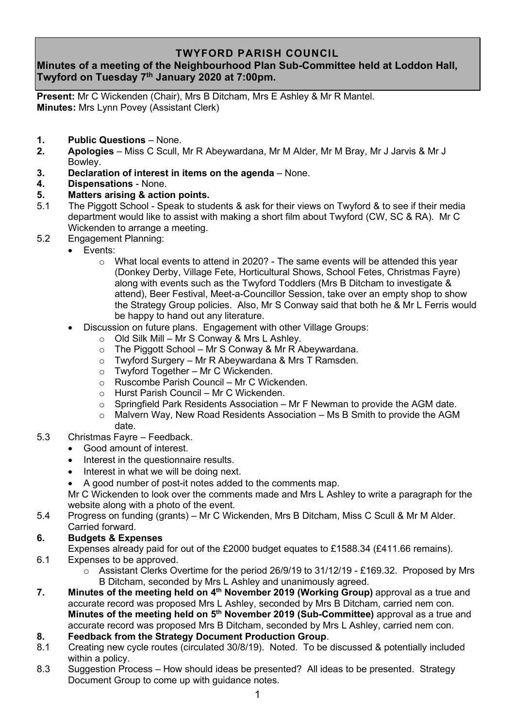# TWYFORD PARISH COUNCIL

## Minutes of a meeting of the Neighbourhood Plan Sub-Committee held at Loddon Hall, Twyford on Tuesday 7th January 2020 at 7:00pm.

**Present:** Mr C Wickenden (Chair), Mrs B Ditcham, Mrs E Ashley & Mr R Mantel.
**Minutes:** Mrs Lynn Povey (Assistant Clerk)

1. **Public Questions** – None.
2. **Apologies** – Miss C Scull, Mr R Abeywardana, Mr M Alder, Mr M Bray, Mr J Jarvis & Mr J Bowley.
3. **Declaration of interest in items on the agenda** – None.
4. **Dispensations** - None.
5. **Matters arising & action points.**

5.1 The Piggott School - Speak to students & ask for their views on Twyford & to see if their media department would like to assist with making a short film about Twyford (CW, SC & RA). Mr C Wickenden to arrange a meeting.

5.2 Engagement Planning:

- Events:
  - What local events to attend in 2020? - The same events will be attended this year (Donkey Derby, Village Fete, Horticultural Shows, School Fetes, Christmas Fayre) along with events such as the Twyford Toddlers (Mrs B Ditcham to investigate & attend), Beer Festival, Meet-a-Councillor Session, take over an empty shop to show the Strategy Group policies. Also, Mr S Conway said that both he & Mr L Ferris would be happy to hand out any literature.
- Discussion on future plans. Engagement with other Village Groups:
  - Old Silk Mill – Mr S Conway & Mrs L Ashley.
  - The Piggott School – Mr S Conway & Mr R Abeywardana.
  - Twyford Surgery – Mr R Abeywardana & Mrs T Ramsden.
  - Twyford Together – Mr C Wickenden.
  - Ruscombe Parish Council – Mr C Wickenden.
  - Hurst Parish Council – Mr C Wickenden.
  - Springfield Park Residents Association – Mr F Newman to provide the AGM date.
  - Malvern Way, New Road Residents Association – Ms B Smith to provide the AGM date.

5.3 Christmas Fayre – Feedback.

- Good amount of interest.
- Interest in the questionnaire results.
- Interest in what we will be doing next.
- A good number of post-it notes added to the comments map.

Mr C Wickenden to look over the comments made and Mrs L Ashley to write a paragraph for the website along with a photo of the event.

5.4 Progress on funding (grants) – Mr C Wickenden, Mrs B Ditcham, Miss C Scull & Mr M Alder. Carried forward.

6. **Budgets & Expenses**

Expenses already paid for out of the £2000 budget equates to £1588.34 (£411.66 remains).

6.1 Expenses to be approved.

- Assistant Clerks Overtime for the period 26/9/19 to 31/12/19 - £169.32. Proposed by Mrs B Ditcham, seconded by Mrs L Ashley and unanimously agreed.

7. **Minutes of the meeting held on 4th November 2019 (Working Group)** approval as a true and accurate record was proposed Mrs L Ashley, seconded by Mrs B Ditcham, carried nem con.
**Minutes of the meeting held on 5th November 2019 (Sub-Committee)** approval as a true and accurate record was proposed Mrs B Ditcham, seconded by Mrs L Ashley, carried nem con.

8. **Feedback from the Strategy Document Production Group**.

8.1 Creating new cycle routes (circulated 30/8/19). Noted. To be discussed & potentially included within a policy.

8.3 Suggestion Process – How should ideas be presented? All ideas to be presented. Strategy Document Group to come up with guidance notes.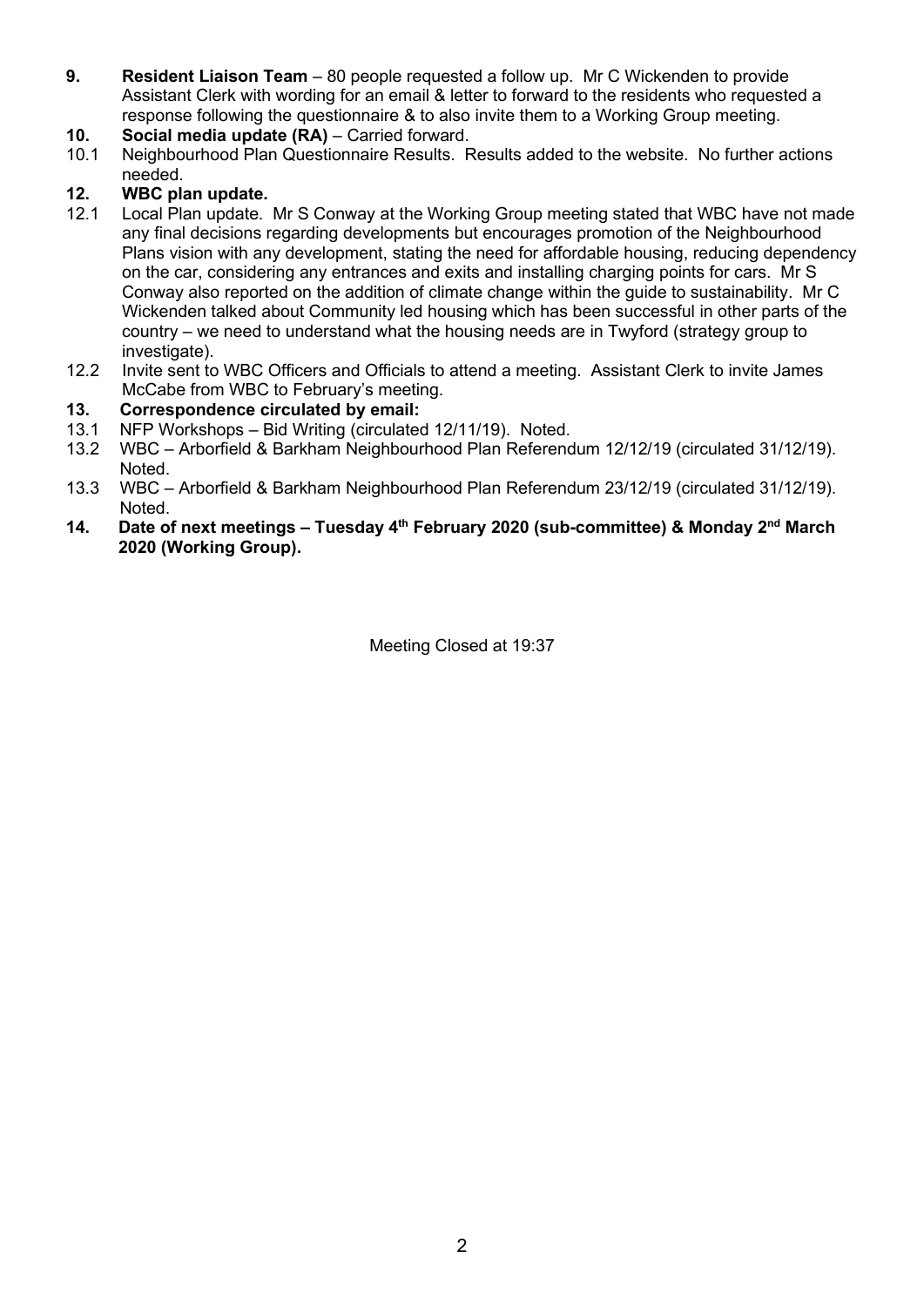**9. Resident Liaison Team** – 80 people requested a follow up. Mr C Wickenden to provide Assistant Clerk with wording for an email & letter to forward to the residents who requested a response following the questionnaire & to also invite them to a Working Group meeting.

**10. Social media update (RA)** – Carried forward.

10.1 Neighbourhood Plan Questionnaire Results. Results added to the website. No further actions needed.

**12. WBC plan update.**

12.1 Local Plan update. Mr S Conway at the Working Group meeting stated that WBC have not made any final decisions regarding developments but encourages promotion of the Neighbourhood Plans vision with any development, stating the need for affordable housing, reducing dependency on the car, considering any entrances and exits and installing charging points for cars. Mr S Conway also reported on the addition of climate change within the guide to sustainability. Mr C Wickenden talked about Community led housing which has been successful in other parts of the country – we need to understand what the housing needs are in Twyford (strategy group to investigate).

12.2 Invite sent to WBC Officers and Officials to attend a meeting. Assistant Clerk to invite James McCabe from WBC to February's meeting.

**13. Correspondence circulated by email:**

13.1 NFP Workshops – Bid Writing (circulated 12/11/19). Noted.

13.2 WBC – Arborfield & Barkham Neighbourhood Plan Referendum 12/12/19 (circulated 31/12/19). Noted.

13.3 WBC – Arborfield & Barkham Neighbourhood Plan Referendum 23/12/19 (circulated 31/12/19). Noted.

**14. Date of next meetings – Tuesday 4th February 2020 (sub-committee) & Monday 2nd March 2020 (Working Group).**

Meeting Closed at 19:37